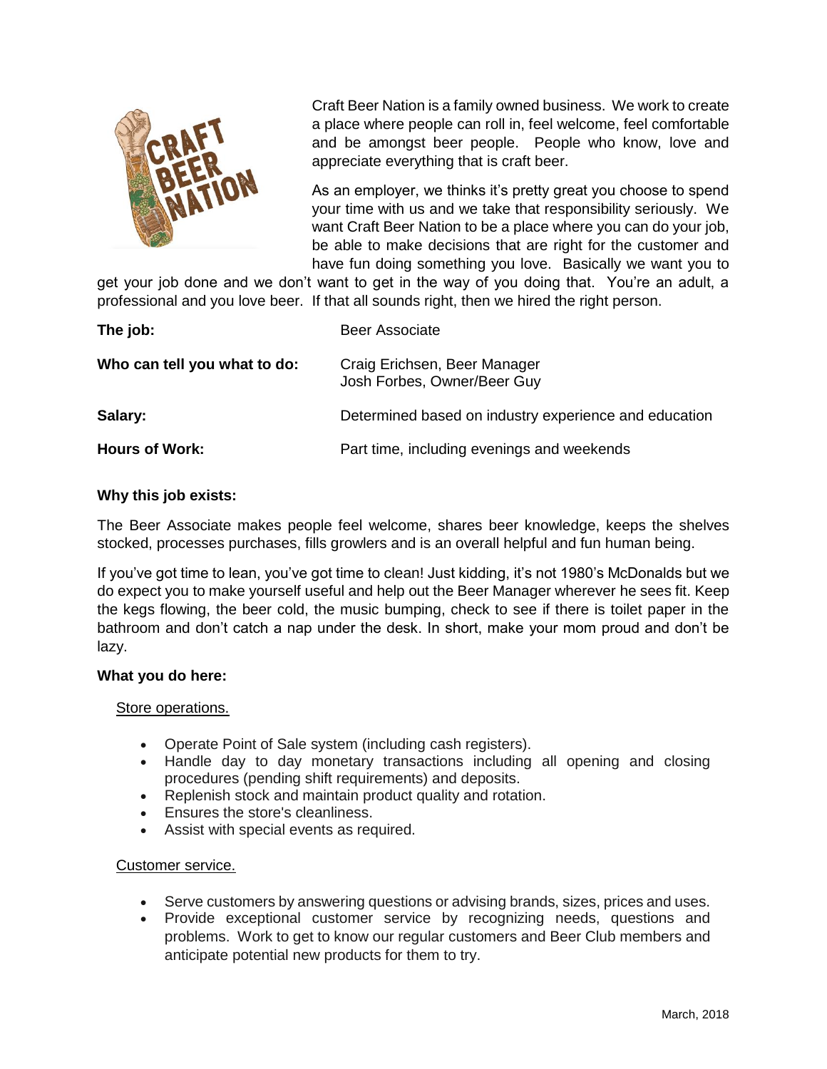Craft Beer Nation is a family owned business. We work to create a place where people can roll in, feel welcome, feel comfortable and be amongst beer people. People who know, love and appreciate everything that is craft beer.

As an employer, we thinks it's pretty great you choose to spend your time with us and we take that responsibility seriously. We want Craft Beer Nation to be a place where you can do your job, be able to make decisions that are right for the customer and have fun doing something you love. Basically we want you to get your job done and we don't want to get in the way of you doing that. You're an adult, a professional and you love beer. If that all sounds right, then we hired the right person.

| | |
|---|---|
| **The job:** | Beer Associate |
| **Who can tell you what to do:** | Craig Erichsen, Beer Manager<br>Josh Forbes, Owner/Beer Guy |
| **Salary:** | Determined based on industry experience and education |
| **Hours of Work:** | Part time, including evenings and weekends |

**Why this job exists:**

The Beer Associate makes people feel welcome, shares beer knowledge, keeps the shelves stocked, processes purchases, fills growlers and is an overall helpful and fun human being.

If you've got time to lean, you've got time to clean! Just kidding, it's not 1980's McDonalds but we do expect you to make yourself useful and help out the Beer Manager wherever he sees fit. Keep the kegs flowing, the beer cold, the music bumping, check to see if there is toilet paper in the bathroom and don't catch a nap under the desk. In short, make your mom proud and don't be lazy.

**What you do here:**

Store operations.

- Operate Point of Sale system (including cash registers).
- Handle day to day monetary transactions including all opening and closing procedures (pending shift requirements) and deposits.
- Replenish stock and maintain product quality and rotation.
- Ensures the store's cleanliness.
- Assist with special events as required.

Customer service.

- Serve customers by answering questions or advising brands, sizes, prices and uses.
- Provide exceptional customer service by recognizing needs, questions and problems. Work to get to know our regular customers and Beer Club members and anticipate potential new products for them to try.

March, 2018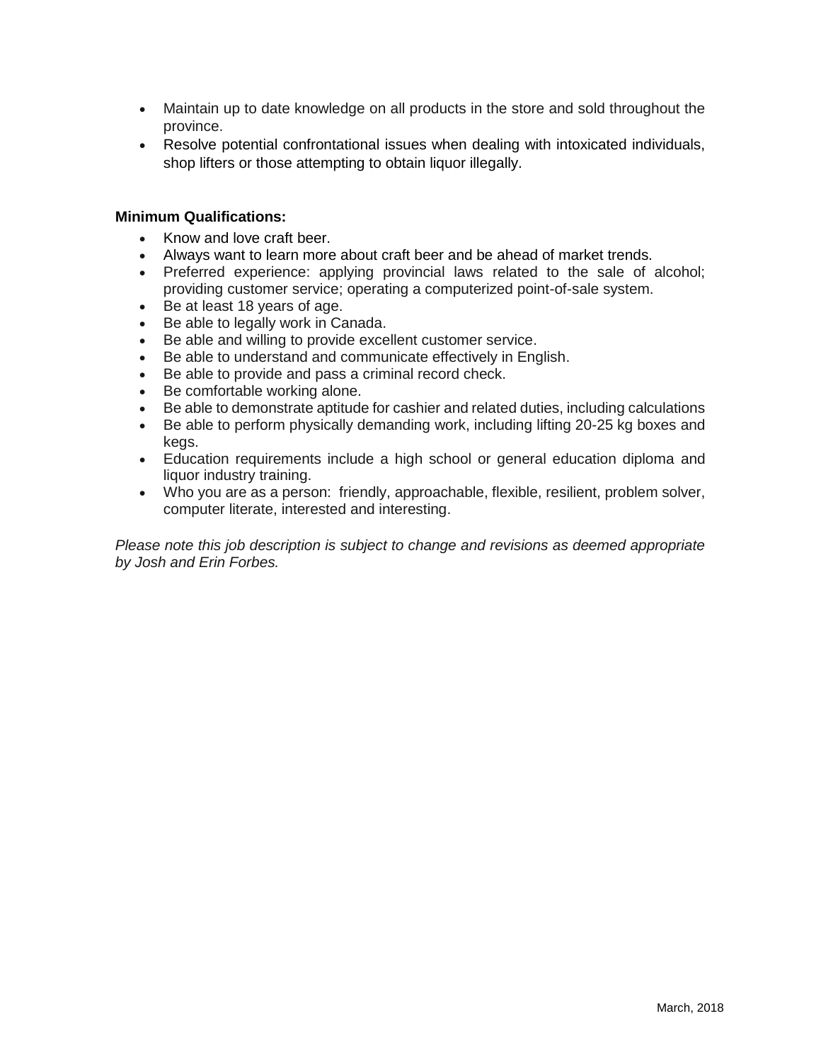- Maintain up to date knowledge on all products in the store and sold throughout the province.
- Resolve potential confrontational issues when dealing with intoxicated individuals, shop lifters or those attempting to obtain liquor illegally.

**Minimum Qualifications:**

- Know and love craft beer.
- Always want to learn more about craft beer and be ahead of market trends.
- Preferred experience: applying provincial laws related to the sale of alcohol; providing customer service; operating a computerized point-of-sale system.
- Be at least 18 years of age.
- Be able to legally work in Canada.
- Be able and willing to provide excellent customer service.
- Be able to understand and communicate effectively in English.
- Be able to provide and pass a criminal record check.
- Be comfortable working alone.
- Be able to demonstrate aptitude for cashier and related duties, including calculations
- Be able to perform physically demanding work, including lifting 20-25 kg boxes and kegs.
- Education requirements include a high school or general education diploma and liquor industry training.
- Who you are as a person: friendly, approachable, flexible, resilient, problem solver, computer literate, interested and interesting.

*Please note this job description is subject to change and revisions as deemed appropriate by Josh and Erin Forbes.*

March, 2018